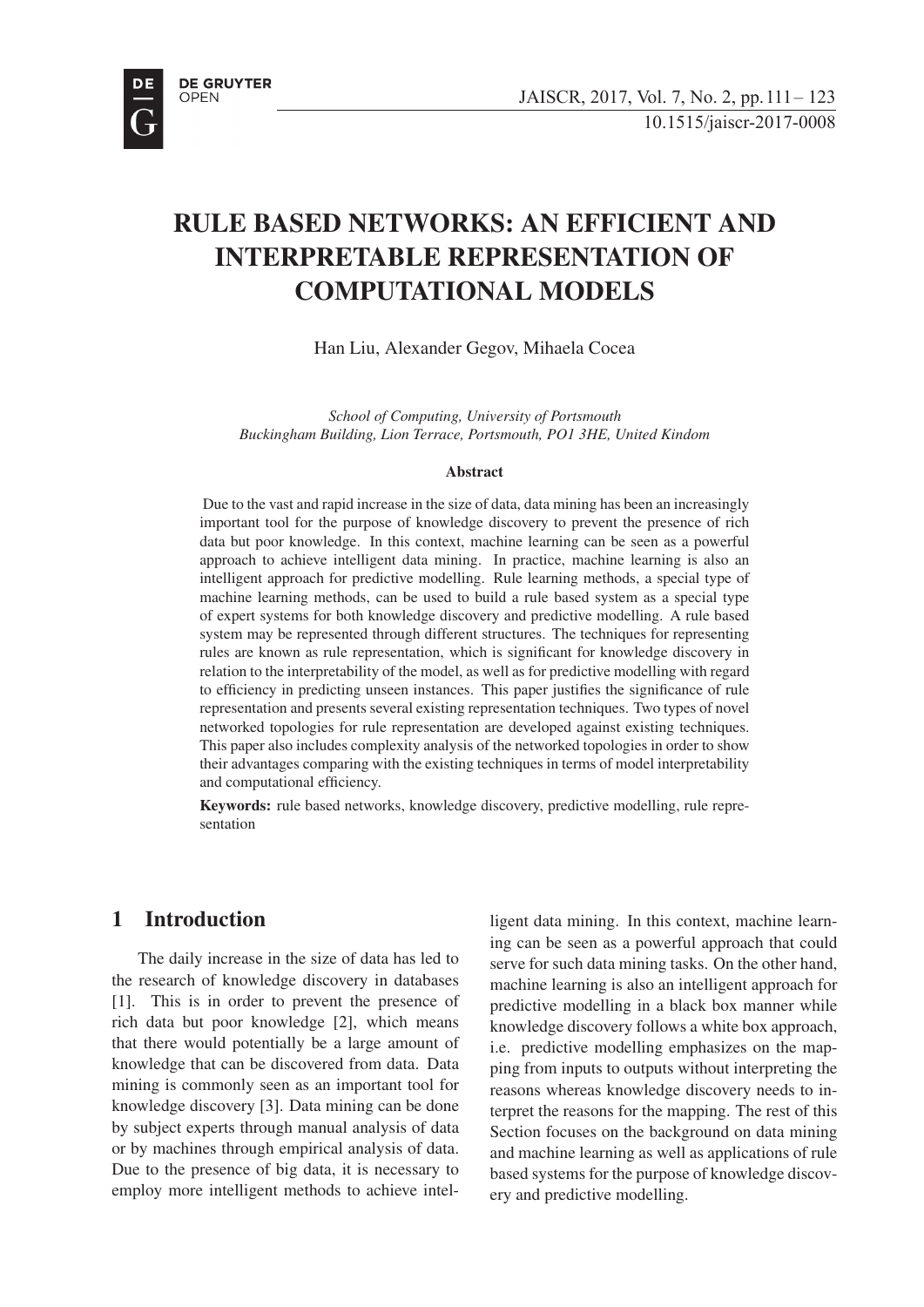# RULE BASED NETWORKS: AN EFFICIENT AND INTERPRETABLE REPRESENTATION OF COMPUTATIONAL MODELS

Han Liu, Alexander Gegov, Mihaela Cocea

*School of Computing, University of Portsmouth*
*Buckingham Building, Lion Terrace, Portsmouth, PO1 3HE, United Kindom*

### Abstract

Due to the vast and rapid increase in the size of data, data mining has been an increasingly important tool for the purpose of knowledge discovery to prevent the presence of rich data but poor knowledge. In this context, machine learning can be seen as a powerful approach to achieve intelligent data mining. In practice, machine learning is also an intelligent approach for predictive modelling. Rule learning methods, a special type of machine learning methods, can be used to build a rule based system as a special type of expert systems for both knowledge discovery and predictive modelling. A rule based system may be represented through different structures. The techniques for representing rules are known as rule representation, which is significant for knowledge discovery in relation to the interpretability of the model, as well as for predictive modelling with regard to efficiency in predicting unseen instances. This paper justifies the significance of rule representation and presents several existing representation techniques. Two types of novel networked topologies for rule representation are developed against existing techniques. This paper also includes complexity analysis of the networked topologies in order to show their advantages comparing with the existing techniques in terms of model interpretability and computational efficiency.

**Keywords:** rule based networks, knowledge discovery, predictive modelling, rule representation

## 1 Introduction

The daily increase in the size of data has led to the research of knowledge discovery in databases [1]. This is in order to prevent the presence of rich data but poor knowledge [2], which means that there would potentially be a large amount of knowledge that can be discovered from data. Data mining is commonly seen as an important tool for knowledge discovery [3]. Data mining can be done by subject experts through manual analysis of data or by machines through empirical analysis of data. Due to the presence of big data, it is necessary to employ more intelligent methods to achieve intelligent data mining. In this context, machine learning can be seen as a powerful approach that could serve for such data mining tasks. On the other hand, machine learning is also an intelligent approach for predictive modelling in a black box manner while knowledge discovery follows a white box approach, i.e. predictive modelling emphasizes on the mapping from inputs to outputs without interpreting the reasons whereas knowledge discovery needs to interpret the reasons for the mapping. The rest of this Section focuses on the background on data mining and machine learning as well as applications of rule based systems for the purpose of knowledge discovery and predictive modelling.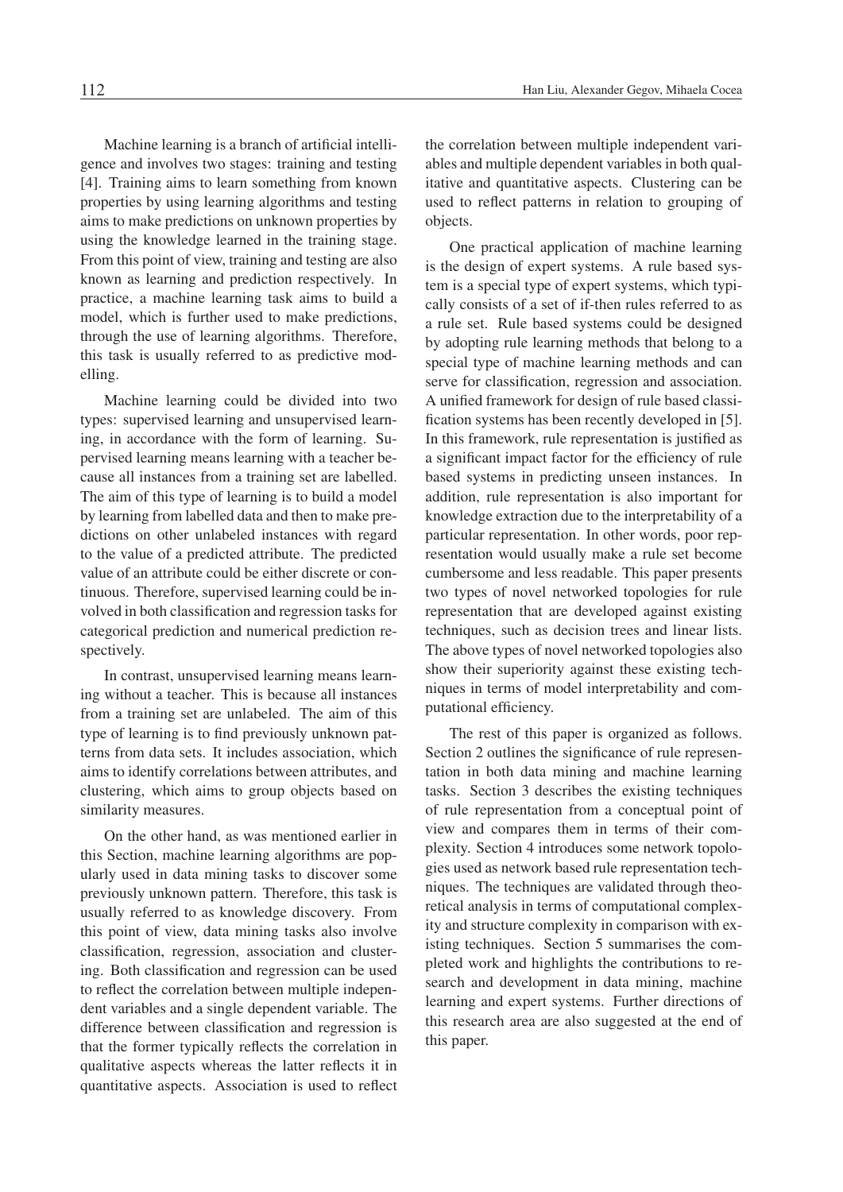Machine learning is a branch of artificial intelligence and involves two stages: training and testing [4]. Training aims to learn something from known properties by using learning algorithms and testing aims to make predictions on unknown properties by using the knowledge learned in the training stage. From this point of view, training and testing are also known as learning and prediction respectively. In practice, a machine learning task aims to build a model, which is further used to make predictions, through the use of learning algorithms. Therefore, this task is usually referred to as predictive modelling.

Machine learning could be divided into two types: supervised learning and unsupervised learning, in accordance with the form of learning. Supervised learning means learning with a teacher because all instances from a training set are labelled. The aim of this type of learning is to build a model by learning from labelled data and then to make predictions on other unlabeled instances with regard to the value of a predicted attribute. The predicted value of an attribute could be either discrete or continuous. Therefore, supervised learning could be involved in both classification and regression tasks for categorical prediction and numerical prediction respectively.

In contrast, unsupervised learning means learning without a teacher. This is because all instances from a training set are unlabeled. The aim of this type of learning is to find previously unknown patterns from data sets. It includes association, which aims to identify correlations between attributes, and clustering, which aims to group objects based on similarity measures.

On the other hand, as was mentioned earlier in this Section, machine learning algorithms are popularly used in data mining tasks to discover some previously unknown pattern. Therefore, this task is usually referred to as knowledge discovery. From this point of view, data mining tasks also involve classification, regression, association and clustering. Both classification and regression can be used to reflect the correlation between multiple independent variables and a single dependent variable. The difference between classification and regression is that the former typically reflects the correlation in qualitative aspects whereas the latter reflects it in quantitative aspects. Association is used to reflect the correlation between multiple independent variables and multiple dependent variables in both qualitative and quantitative aspects. Clustering can be used to reflect patterns in relation to grouping of objects.

One practical application of machine learning is the design of expert systems. A rule based system is a special type of expert systems, which typically consists of a set of if-then rules referred to as a rule set. Rule based systems could be designed by adopting rule learning methods that belong to a special type of machine learning methods and can serve for classification, regression and association. A unified framework for design of rule based classification systems has been recently developed in [5]. In this framework, rule representation is justified as a significant impact factor for the efficiency of rule based systems in predicting unseen instances. In addition, rule representation is also important for knowledge extraction due to the interpretability of a particular representation. In other words, poor representation would usually make a rule set become cumbersome and less readable. This paper presents two types of novel networked topologies for rule representation that are developed against existing techniques, such as decision trees and linear lists. The above types of novel networked topologies also show their superiority against these existing techniques in terms of model interpretability and computational efficiency.

The rest of this paper is organized as follows. Section 2 outlines the significance of rule representation in both data mining and machine learning tasks. Section 3 describes the existing techniques of rule representation from a conceptual point of view and compares them in terms of their complexity. Section 4 introduces some network topologies used as network based rule representation techniques. The techniques are validated through theoretical analysis in terms of computational complexity and structure complexity in comparison with existing techniques. Section 5 summarises the completed work and highlights the contributions to research and development in data mining, machine learning and expert systems. Further directions of this research area are also suggested at the end of this paper.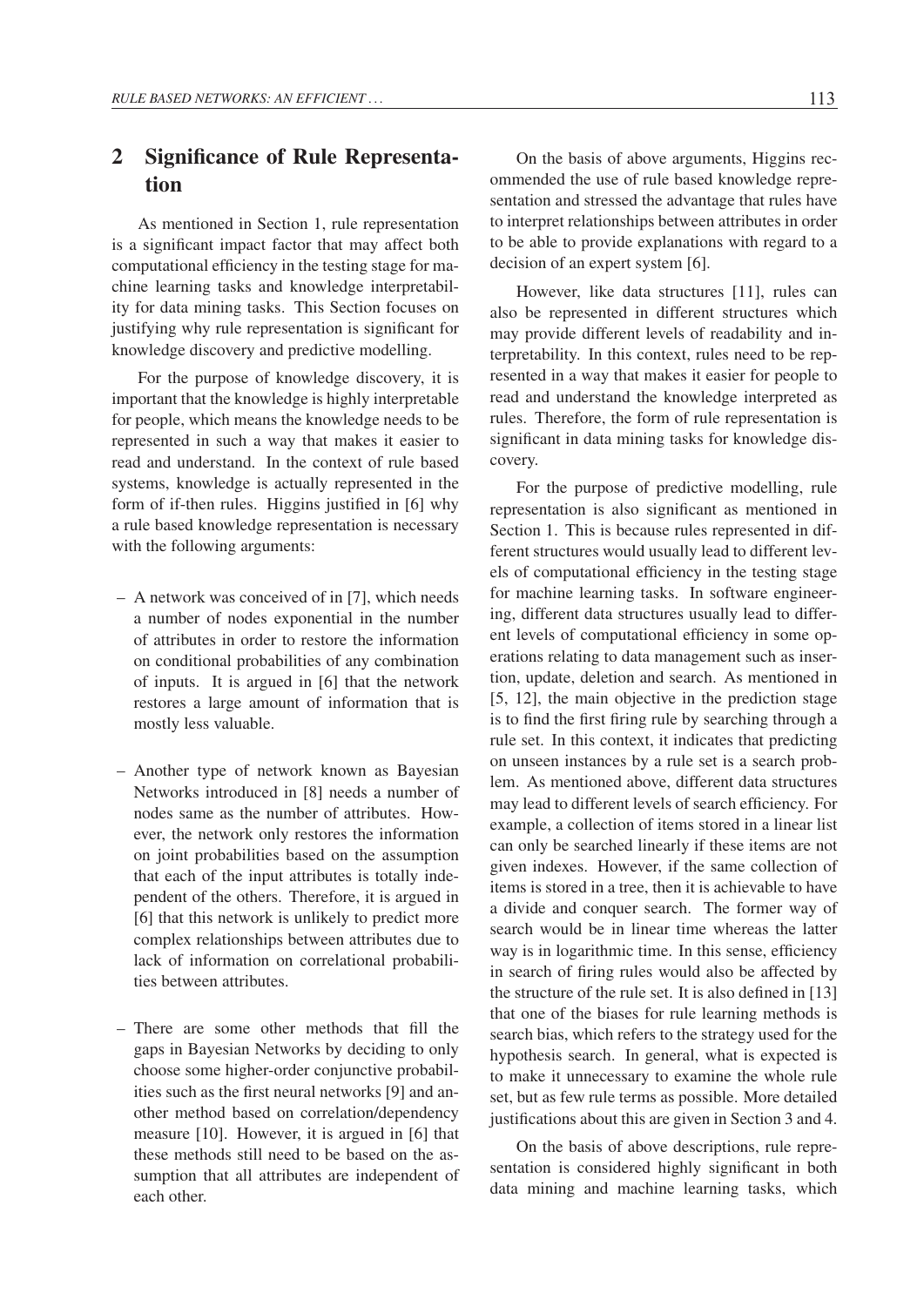## 2 Significance of Rule Representation

As mentioned in Section 1, rule representation is a significant impact factor that may affect both computational efficiency in the testing stage for machine learning tasks and knowledge interpretability for data mining tasks. This Section focuses on justifying why rule representation is significant for knowledge discovery and predictive modelling.

For the purpose of knowledge discovery, it is important that the knowledge is highly interpretable for people, which means the knowledge needs to be represented in such a way that makes it easier to read and understand. In the context of rule based systems, knowledge is actually represented in the form of if-then rules. Higgins justified in [6] why a rule based knowledge representation is necessary with the following arguments:

- A network was conceived of in [7], which needs a number of nodes exponential in the number of attributes in order to restore the information on conditional probabilities of any combination of inputs. It is argued in [6] that the network restores a large amount of information that is mostly less valuable.
- Another type of network known as Bayesian Networks introduced in [8] needs a number of nodes same as the number of attributes. However, the network only restores the information on joint probabilities based on the assumption that each of the input attributes is totally independent of the others. Therefore, it is argued in [6] that this network is unlikely to predict more complex relationships between attributes due to lack of information on correlational probabilities between attributes.
- There are some other methods that fill the gaps in Bayesian Networks by deciding to only choose some higher-order conjunctive probabilities such as the first neural networks [9] and another method based on correlation/dependency measure [10]. However, it is argued in [6] that these methods still need to be based on the assumption that all attributes are independent of each other.

On the basis of above arguments, Higgins recommended the use of rule based knowledge representation and stressed the advantage that rules have to interpret relationships between attributes in order to be able to provide explanations with regard to a decision of an expert system [6].

However, like data structures [11], rules can also be represented in different structures which may provide different levels of readability and interpretability. In this context, rules need to be represented in a way that makes it easier for people to read and understand the knowledge interpreted as rules. Therefore, the form of rule representation is significant in data mining tasks for knowledge discovery.

For the purpose of predictive modelling, rule representation is also significant as mentioned in Section 1. This is because rules represented in different structures would usually lead to different levels of computational efficiency in the testing stage for machine learning tasks. In software engineering, different data structures usually lead to different levels of computational efficiency in some operations relating to data management such as insertion, update, deletion and search. As mentioned in [5, 12], the main objective in the prediction stage is to find the first firing rule by searching through a rule set. In this context, it indicates that predicting on unseen instances by a rule set is a search problem. As mentioned above, different data structures may lead to different levels of search efficiency. For example, a collection of items stored in a linear list can only be searched linearly if these items are not given indexes. However, if the same collection of items is stored in a tree, then it is achievable to have a divide and conquer search. The former way of search would be in linear time whereas the latter way is in logarithmic time. In this sense, efficiency in search of firing rules would also be affected by the structure of the rule set. It is also defined in [13] that one of the biases for rule learning methods is search bias, which refers to the strategy used for the hypothesis search. In general, what is expected is to make it unnecessary to examine the whole rule set, but as few rule terms as possible. More detailed justifications about this are given in Section 3 and 4.

On the basis of above descriptions, rule representation is considered highly significant in both data mining and machine learning tasks, which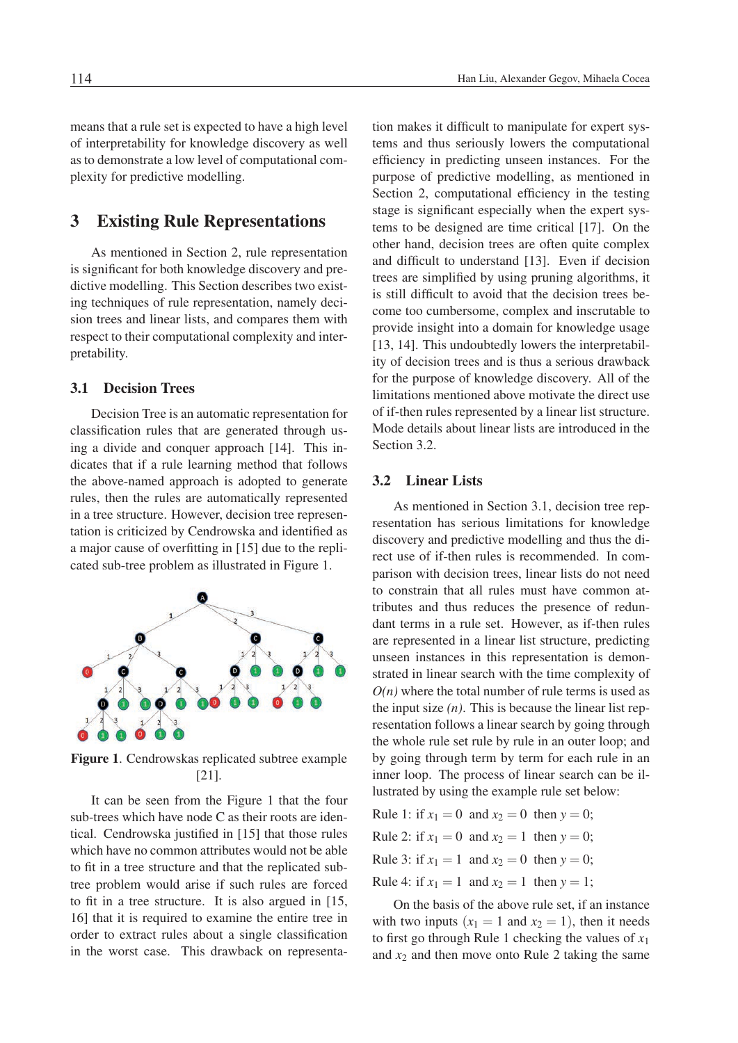means that a rule set is expected to have a high level of interpretability for knowledge discovery as well as to demonstrate a low level of computational complexity for predictive modelling.

## 3 Existing Rule Representations

As mentioned in Section 2, rule representation is significant for both knowledge discovery and predictive modelling. This Section describes two existing techniques of rule representation, namely decision trees and linear lists, and compares them with respect to their computational complexity and interpretability.

### 3.1 Decision Trees

Decision Tree is an automatic representation for classification rules that are generated through using a divide and conquer approach [14]. This indicates that if a rule learning method that follows the above-named approach is adopted to generate rules, then the rules are automatically represented in a tree structure. However, decision tree representation is criticized by Cendrowska and identified as a major cause of overfitting in [15] due to the replicated sub-tree problem as illustrated in Figure 1.

**Figure 1**. Cendrowskas replicated subtree example [21].

It can be seen from the Figure 1 that the four sub-trees which have node C as their roots are identical. Cendrowska justified in [15] that those rules which have no common attributes would not be able to fit in a tree structure and that the replicated subtree problem would arise if such rules are forced to fit in a tree structure. It is also argued in [15, 16] that it is required to examine the entire tree in order to extract rules about a single classification in the worst case. This drawback on representation makes it difficult to manipulate for expert systems and thus seriously lowers the computational efficiency in predicting unseen instances. For the purpose of predictive modelling, as mentioned in Section 2, computational efficiency in the testing stage is significant especially when the expert systems to be designed are time critical [17]. On the other hand, decision trees are often quite complex and difficult to understand [13]. Even if decision trees are simplified by using pruning algorithms, it is still difficult to avoid that the decision trees become too cumbersome, complex and inscrutable to provide insight into a domain for knowledge usage [13, 14]. This undoubtedly lowers the interpretability of decision trees and is thus a serious drawback for the purpose of knowledge discovery. All of the limitations mentioned above motivate the direct use of if-then rules represented by a linear list structure. Mode details about linear lists are introduced in the Section 3.2.

### 3.2 Linear Lists

As mentioned in Section 3.1, decision tree representation has serious limitations for knowledge discovery and predictive modelling and thus the direct use of if-then rules is recommended. In comparison with decision trees, linear lists do not need to constrain that all rules must have common attributes and thus reduces the presence of redundant terms in a rule set. However, as if-then rules are represented in a linear list structure, predicting unseen instances in this representation is demonstrated in linear search with the time complexity of *O(n)* where the total number of rule terms is used as the input size *(n)*. This is because the linear list representation follows a linear search by going through the whole rule set rule by rule in an outer loop; and by going through term by term for each rule in an inner loop. The process of linear search can be illustrated by using the example rule set below:

Rule 1: if $x_1 = 0$ and $x_2 = 0$ then $y = 0$;

Rule 2: if $x_1 = 0$ and $x_2 = 1$ then $y = 0$;

Rule 3: if $x_1 = 1$ and $x_2 = 0$ then $y = 0$;

Rule 4: if $x_1 = 1$ and $x_2 = 1$ then $y = 1$;

On the basis of the above rule set, if an instance with two inputs ($x_1 = 1$ and $x_2 = 1$), then it needs to first go through Rule 1 checking the values of $x_1$ and $x_2$ and then move onto Rule 2 taking the same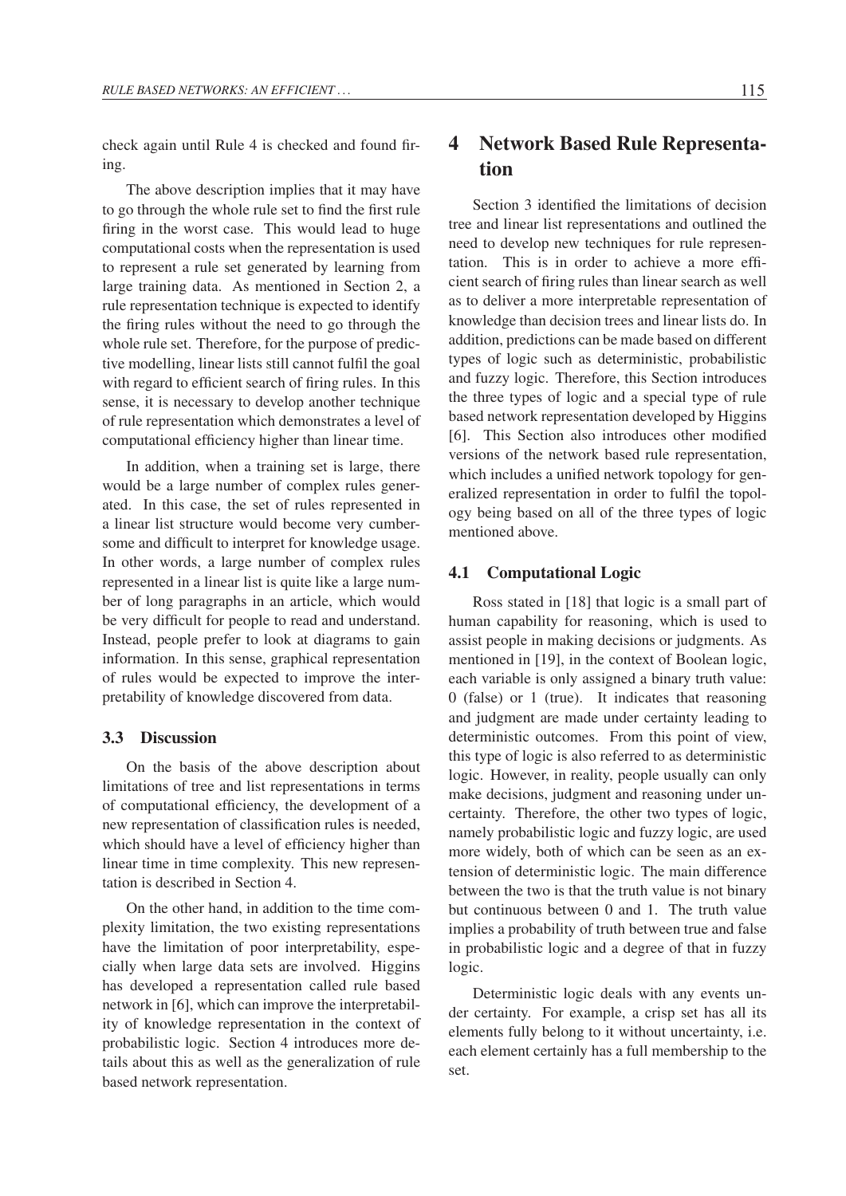check again until Rule 4 is checked and found firing.

The above description implies that it may have to go through the whole rule set to find the first rule firing in the worst case. This would lead to huge computational costs when the representation is used to represent a rule set generated by learning from large training data. As mentioned in Section 2, a rule representation technique is expected to identify the firing rules without the need to go through the whole rule set. Therefore, for the purpose of predictive modelling, linear lists still cannot fulfil the goal with regard to efficient search of firing rules. In this sense, it is necessary to develop another technique of rule representation which demonstrates a level of computational efficiency higher than linear time.

In addition, when a training set is large, there would be a large number of complex rules generated. In this case, the set of rules represented in a linear list structure would become very cumbersome and difficult to interpret for knowledge usage. In other words, a large number of complex rules represented in a linear list is quite like a large number of long paragraphs in an article, which would be very difficult for people to read and understand. Instead, people prefer to look at diagrams to gain information. In this sense, graphical representation of rules would be expected to improve the interpretability of knowledge discovered from data.

### 3.3 Discussion

On the basis of the above description about limitations of tree and list representations in terms of computational efficiency, the development of a new representation of classification rules is needed, which should have a level of efficiency higher than linear time in time complexity. This new representation is described in Section 4.

On the other hand, in addition to the time complexity limitation, the two existing representations have the limitation of poor interpretability, especially when large data sets are involved. Higgins has developed a representation called rule based network in [6], which can improve the interpretability of knowledge representation in the context of probabilistic logic. Section 4 introduces more details about this as well as the generalization of rule based network representation.

## 4 Network Based Rule Representation

Section 3 identified the limitations of decision tree and linear list representations and outlined the need to develop new techniques for rule representation. This is in order to achieve a more efficient search of firing rules than linear search as well as to deliver a more interpretable representation of knowledge than decision trees and linear lists do. In addition, predictions can be made based on different types of logic such as deterministic, probabilistic and fuzzy logic. Therefore, this Section introduces the three types of logic and a special type of rule based network representation developed by Higgins [6]. This Section also introduces other modified versions of the network based rule representation, which includes a unified network topology for generalized representation in order to fulfil the topology being based on all of the three types of logic mentioned above.

### 4.1 Computational Logic

Ross stated in [18] that logic is a small part of human capability for reasoning, which is used to assist people in making decisions or judgments. As mentioned in [19], in the context of Boolean logic, each variable is only assigned a binary truth value: 0 (false) or 1 (true). It indicates that reasoning and judgment are made under certainty leading to deterministic outcomes. From this point of view, this type of logic is also referred to as deterministic logic. However, in reality, people usually can only make decisions, judgment and reasoning under uncertainty. Therefore, the other two types of logic, namely probabilistic logic and fuzzy logic, are used more widely, both of which can be seen as an extension of deterministic logic. The main difference between the two is that the truth value is not binary but continuous between 0 and 1. The truth value implies a probability of truth between true and false in probabilistic logic and a degree of that in fuzzy logic.

Deterministic logic deals with any events under certainty. For example, a crisp set has all its elements fully belong to it without uncertainty, i.e. each element certainly has a full membership to the set.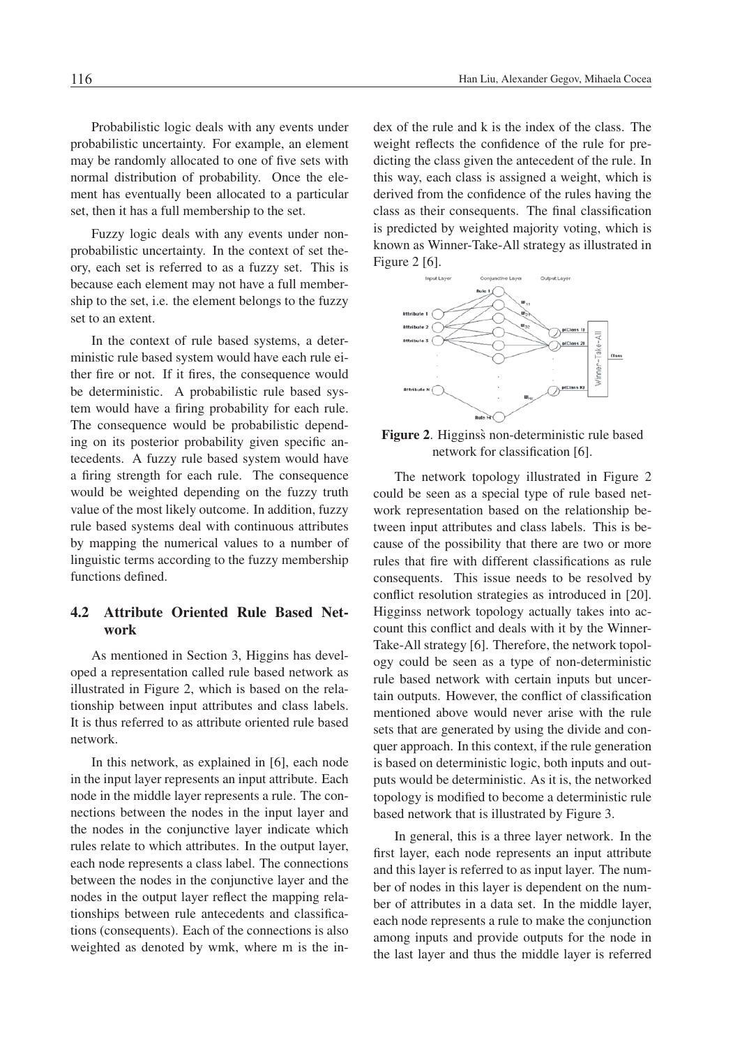Probabilistic logic deals with any events under probabilistic uncertainty. For example, an element may be randomly allocated to one of five sets with normal distribution of probability. Once the element has eventually been allocated to a particular set, then it has a full membership to the set.

Fuzzy logic deals with any events under non-probabilistic uncertainty. In the context of set theory, each set is referred to as a fuzzy set. This is because each element may not have a full membership to the set, i.e. the element belongs to the fuzzy set to an extent.

In the context of rule based systems, a deterministic rule based system would have each rule either fire or not. If it fires, the consequence would be deterministic. A probabilistic rule based system would have a firing probability for each rule. The consequence would be probabilistic depending on its posterior probability given specific antecedents. A fuzzy rule based system would have a firing strength for each rule. The consequence would be weighted depending on the fuzzy truth value of the most likely outcome. In addition, fuzzy rule based systems deal with continuous attributes by mapping the numerical values to a number of linguistic terms according to the fuzzy membership functions defined.

### 4.2 Attribute Oriented Rule Based Network

As mentioned in Section 3, Higgins has developed a representation called rule based network as illustrated in Figure 2, which is based on the relationship between input attributes and class labels. It is thus referred to as attribute oriented rule based network.

In this network, as explained in [6], each node in the input layer represents an input attribute. Each node in the middle layer represents a rule. The connections between the nodes in the input layer and the nodes in the conjunctive layer indicate which rules relate to which attributes. In the output layer, each node represents a class label. The connections between the nodes in the conjunctive layer and the nodes in the output layer reflect the mapping relationships between rule antecedents and classifications (consequents). Each of the connections is also weighted as denoted by wmk, where m is the index of the rule and k is the index of the class. The weight reflects the confidence of the rule for predicting the class given the antecedent of the rule. In this way, each class is assigned a weight, which is derived from the confidence of the rules having the class as their consequents. The final classification is predicted by weighted majority voting, which is known as Winner-Take-All strategy as illustrated in Figure 2 [6].

**Figure 2**. Higginsѕ̀ non-deterministic rule based network for classification [6].

The network topology illustrated in Figure 2 could be seen as a special type of rule based network representation based on the relationship between input attributes and class labels. This is because of the possibility that there are two or more rules that fire with different classifications as rule consequents. This issue needs to be resolved by conflict resolution strategies as introduced in [20]. Higginss network topology actually takes into account this conflict and deals with it by the Winner-Take-All strategy [6]. Therefore, the network topology could be seen as a type of non-deterministic rule based network with certain inputs but uncertain outputs. However, the conflict of classification mentioned above would never arise with the rule sets that are generated by using the divide and conquer approach. In this context, if the rule generation is based on deterministic logic, both inputs and outputs would be deterministic. As it is, the networked topology is modified to become a deterministic rule based network that is illustrated by Figure 3.

In general, this is a three layer network. In the first layer, each node represents an input attribute and this layer is referred to as input layer. The number of nodes in this layer is dependent on the number of attributes in a data set. In the middle layer, each node represents a rule to make the conjunction among inputs and provide outputs for the node in the last layer and thus the middle layer is referred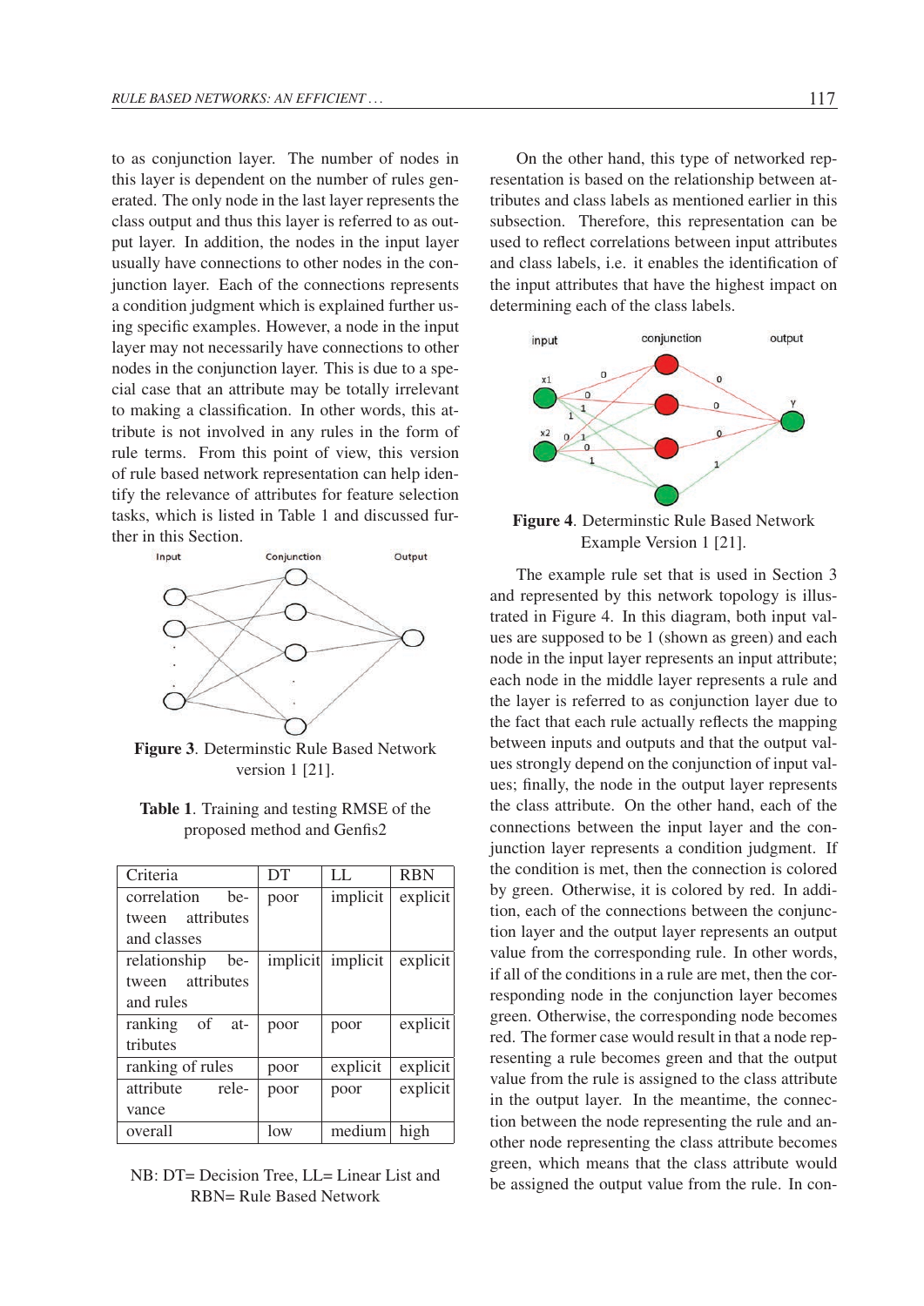to as conjunction layer. The number of nodes in this layer is dependent on the number of rules generated. The only node in the last layer represents the class output and thus this layer is referred to as output layer. In addition, the nodes in the input layer usually have connections to other nodes in the conjunction layer. Each of the connections represents a condition judgment which is explained further using specific examples. However, a node in the input layer may not necessarily have connections to other nodes in the conjunction layer. This is due to a special case that an attribute may be totally irrelevant to making a classification. In other words, this attribute is not involved in any rules in the form of rule terms. From this point of view, this version of rule based network representation can help identify the relevance of attributes for feature selection tasks, which is listed in Table 1 and discussed further in this Section.

**Figure 3**. Determinstic Rule Based Network version 1 [21].

**Table 1**. Training and testing RMSE of the proposed method and Genfis2

| Criteria | DT | LL | RBN |
|---|---|---|---|
| correlation between attributes and classes | poor | implicit | explicit |
| relationship between attributes and rules | implicit | implicit | explicit |
| ranking of attributes | poor | poor | explicit |
| ranking of rules | poor | explicit | explicit |
| attribute relevance | poor | poor | explicit |
| overall | low | medium | high |

NB: DT= Decision Tree, LL= Linear List and RBN= Rule Based Network

On the other hand, this type of networked representation is based on the relationship between attributes and class labels as mentioned earlier in this subsection. Therefore, this representation can be used to reflect correlations between input attributes and class labels, i.e. it enables the identification of the input attributes that have the highest impact on determining each of the class labels.

**Figure 4**. Determinstic Rule Based Network Example Version 1 [21].

The example rule set that is used in Section 3 and represented by this network topology is illustrated in Figure 4. In this diagram, both input values are supposed to be 1 (shown as green) and each node in the input layer represents an input attribute; each node in the middle layer represents a rule and the layer is referred to as conjunction layer due to the fact that each rule actually reflects the mapping between inputs and outputs and that the output values strongly depend on the conjunction of input values; finally, the node in the output layer represents the class attribute. On the other hand, each of the connections between the input layer and the conjunction layer represents a condition judgment. If the condition is met, then the connection is colored by green. Otherwise, it is colored by red. In addition, each of the connections between the conjunction layer and the output layer represents an output value from the corresponding rule. In other words, if all of the conditions in a rule are met, then the corresponding node in the conjunction layer becomes green. Otherwise, the corresponding node becomes red. The former case would result in that a node representing a rule becomes green and that the output value from the rule is assigned to the class attribute in the output layer. In the meantime, the connection between the node representing the rule and another node representing the class attribute becomes green, which means that the class attribute would be assigned the output value from the rule. In con-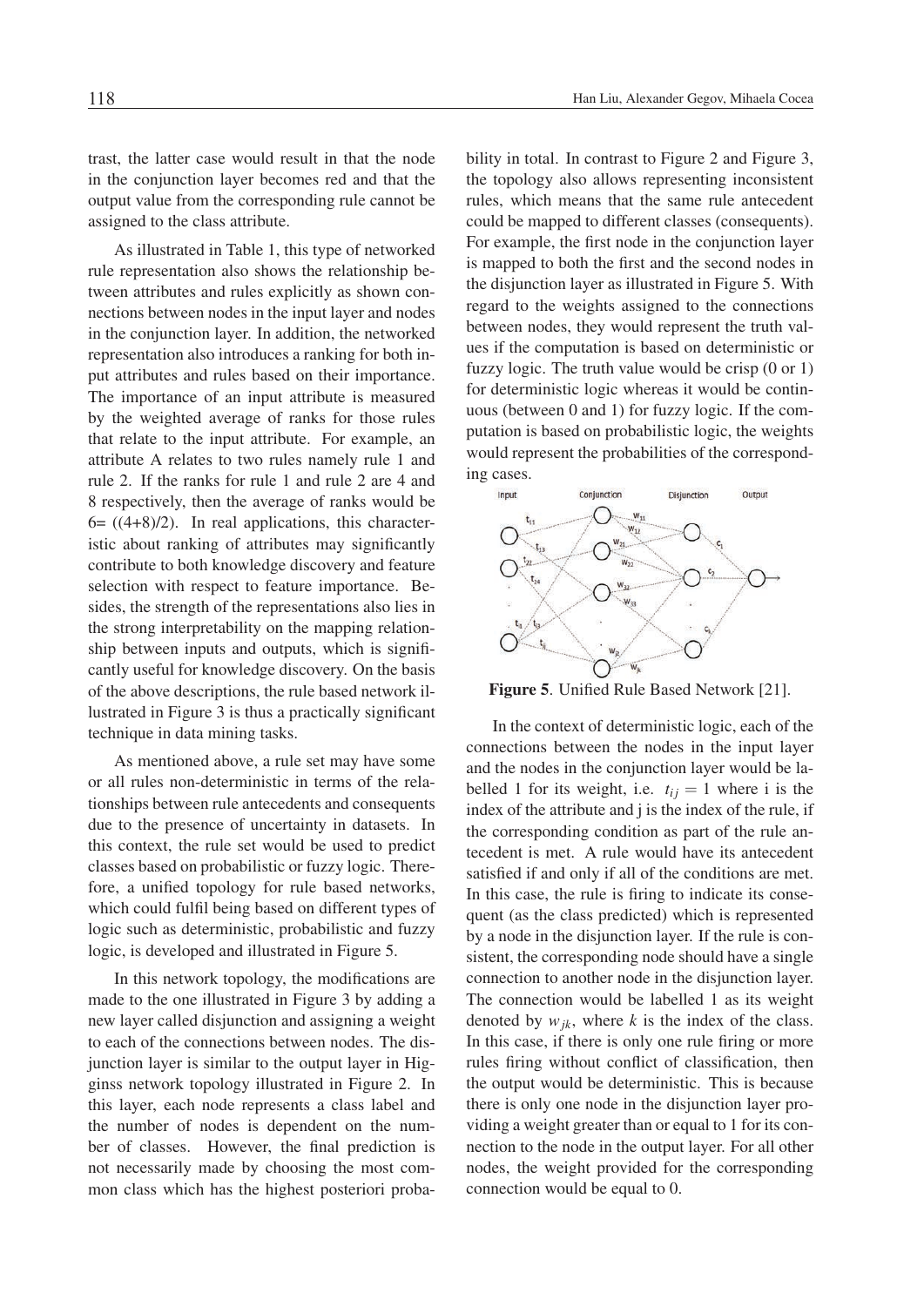trast, the latter case would result in that the node in the conjunction layer becomes red and that the output value from the corresponding rule cannot be assigned to the class attribute.

As illustrated in Table 1, this type of networked rule representation also shows the relationship between attributes and rules explicitly as shown connections between nodes in the input layer and nodes in the conjunction layer. In addition, the networked representation also introduces a ranking for both input attributes and rules based on their importance. The importance of an input attribute is measured by the weighted average of ranks for those rules that relate to the input attribute. For example, an attribute A relates to two rules namely rule 1 and rule 2. If the ranks for rule 1 and rule 2 are 4 and 8 respectively, then the average of ranks would be 6= ((4+8)/2). In real applications, this characteristic about ranking of attributes may significantly contribute to both knowledge discovery and feature selection with respect to feature importance. Besides, the strength of the representations also lies in the strong interpretability on the mapping relationship between inputs and outputs, which is significantly useful for knowledge discovery. On the basis of the above descriptions, the rule based network illustrated in Figure 3 is thus a practically significant technique in data mining tasks.

As mentioned above, a rule set may have some or all rules non-deterministic in terms of the relationships between rule antecedents and consequents due to the presence of uncertainty in datasets. In this context, the rule set would be used to predict classes based on probabilistic or fuzzy logic. Therefore, a unified topology for rule based networks, which could fulfil being based on different types of logic such as deterministic, probabilistic and fuzzy logic, is developed and illustrated in Figure 5.

In this network topology, the modifications are made to the one illustrated in Figure 3 by adding a new layer called disjunction and assigning a weight to each of the connections between nodes. The disjunction layer is similar to the output layer in Higginss network topology illustrated in Figure 2. In this layer, each node represents a class label and the number of nodes is dependent on the number of classes. However, the final prediction is not necessarily made by choosing the most common class which has the highest posteriori probability in total. In contrast to Figure 2 and Figure 3, the topology also allows representing inconsistent rules, which means that the same rule antecedent could be mapped to different classes (consequents). For example, the first node in the conjunction layer is mapped to both the first and the second nodes in the disjunction layer as illustrated in Figure 5. With regard to the weights assigned to the connections between nodes, they would represent the truth values if the computation is based on deterministic or fuzzy logic. The truth value would be crisp (0 or 1) for deterministic logic whereas it would be continuous (between 0 and 1) for fuzzy logic. If the computation is based on probabilistic logic, the weights would represent the probabilities of the corresponding cases.

**Figure 5**. Unified Rule Based Network [21].

In the context of deterministic logic, each of the connections between the nodes in the input layer and the nodes in the conjunction layer would be labelled 1 for its weight, i.e. $t_{ij} = 1$ where i is the index of the attribute and j is the index of the rule, if the corresponding condition as part of the rule antecedent is met. A rule would have its antecedent satisfied if and only if all of the conditions are met. In this case, the rule is firing to indicate its consequent (as the class predicted) which is represented by a node in the disjunction layer. If the rule is consistent, the corresponding node should have a single connection to another node in the disjunction layer. The connection would be labelled 1 as its weight denoted by $w_{jk}$, where $k$ is the index of the class. In this case, if there is only one rule firing or more rules firing without conflict of classification, then the output would be deterministic. This is because there is only one node in the disjunction layer providing a weight greater than or equal to 1 for its connection to the node in the output layer. For all other nodes, the weight provided for the corresponding connection would be equal to 0.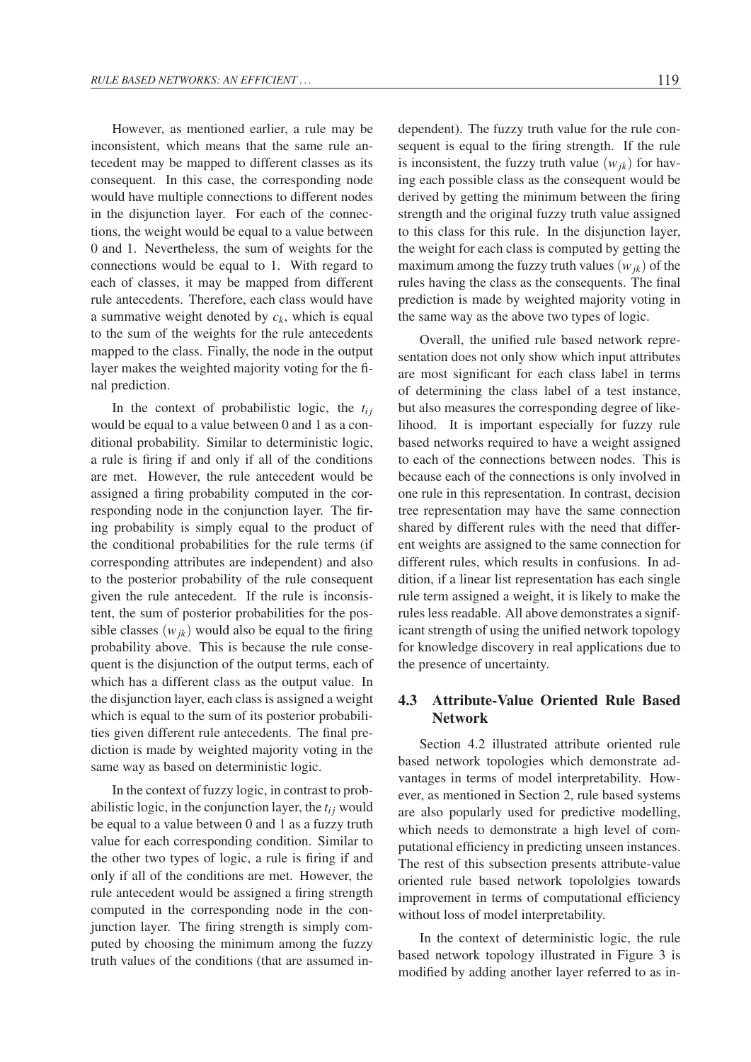However, as mentioned earlier, a rule may be inconsistent, which means that the same rule antecedent may be mapped to different classes as its consequent. In this case, the corresponding node would have multiple connections to different nodes in the disjunction layer. For each of the connections, the weight would be equal to a value between 0 and 1. Nevertheless, the sum of weights for the connections would be equal to 1. With regard to each of classes, it may be mapped from different rule antecedents. Therefore, each class would have a summative weight denoted by $c_k$, which is equal to the sum of the weights for the rule antecedents mapped to the class. Finally, the node in the output layer makes the weighted majority voting for the final prediction.

In the context of probabilistic logic, the $t_{ij}$ would be equal to a value between 0 and 1 as a conditional probability. Similar to deterministic logic, a rule is firing if and only if all of the conditions are met. However, the rule antecedent would be assigned a firing probability computed in the corresponding node in the conjunction layer. The firing probability is simply equal to the product of the conditional probabilities for the rule terms (if corresponding attributes are independent) and also to the posterior probability of the rule consequent given the rule antecedent. If the rule is inconsistent, the sum of posterior probabilities for the possible classes $(w_{jk})$ would also be equal to the firing probability above. This is because the rule consequent is the disjunction of the output terms, each of which has a different class as the output value. In the disjunction layer, each class is assigned a weight which is equal to the sum of its posterior probabilities given different rule antecedents. The final prediction is made by weighted majority voting in the same way as based on deterministic logic.

In the context of fuzzy logic, in contrast to probabilistic logic, in the conjunction layer, the $t_{ij}$ would be equal to a value between 0 and 1 as a fuzzy truth value for each corresponding condition. Similar to the other two types of logic, a rule is firing if and only if all of the conditions are met. However, the rule antecedent would be assigned a firing strength computed in the corresponding node in the conjunction layer. The firing strength is simply computed by choosing the minimum among the fuzzy truth values of the conditions (that are assumed independent). The fuzzy truth value for the rule consequent is equal to the firing strength. If the rule is inconsistent, the fuzzy truth value $(w_{jk})$ for having each possible class as the consequent would be derived by getting the minimum between the firing strength and the original fuzzy truth value assigned to this class for this rule. In the disjunction layer, the weight for each class is computed by getting the maximum among the fuzzy truth values $(w_{jk})$ of the rules having the class as the consequents. The final prediction is made by weighted majority voting in the same way as the above two types of logic.

Overall, the unified rule based network representation does not only show which input attributes are most significant for each class label in terms of determining the class label of a test instance, but also measures the corresponding degree of likelihood. It is important especially for fuzzy rule based networks required to have a weight assigned to each of the connections between nodes. This is because each of the connections is only involved in one rule in this representation. In contrast, decision tree representation may have the same connection shared by different rules with the need that different weights are assigned to the same connection for different rules, which results in confusions. In addition, if a linear list representation has each single rule term assigned a weight, it is likely to make the rules less readable. All above demonstrates a significant strength of using the unified network topology for knowledge discovery in real applications due to the presence of uncertainty.

### 4.3 Attribute-Value Oriented Rule Based Network

Section 4.2 illustrated attribute oriented rule based network topologies which demonstrate advantages in terms of model interpretability. However, as mentioned in Section 2, rule based systems are also popularly used for predictive modelling, which needs to demonstrate a high level of computational efficiency in predicting unseen instances. The rest of this subsection presents attribute-value oriented rule based network topololgies towards improvement in terms of computational efficiency without loss of model interpretability.

In the context of deterministic logic, the rule based network topology illustrated in Figure 3 is modified by adding another layer referred to as in-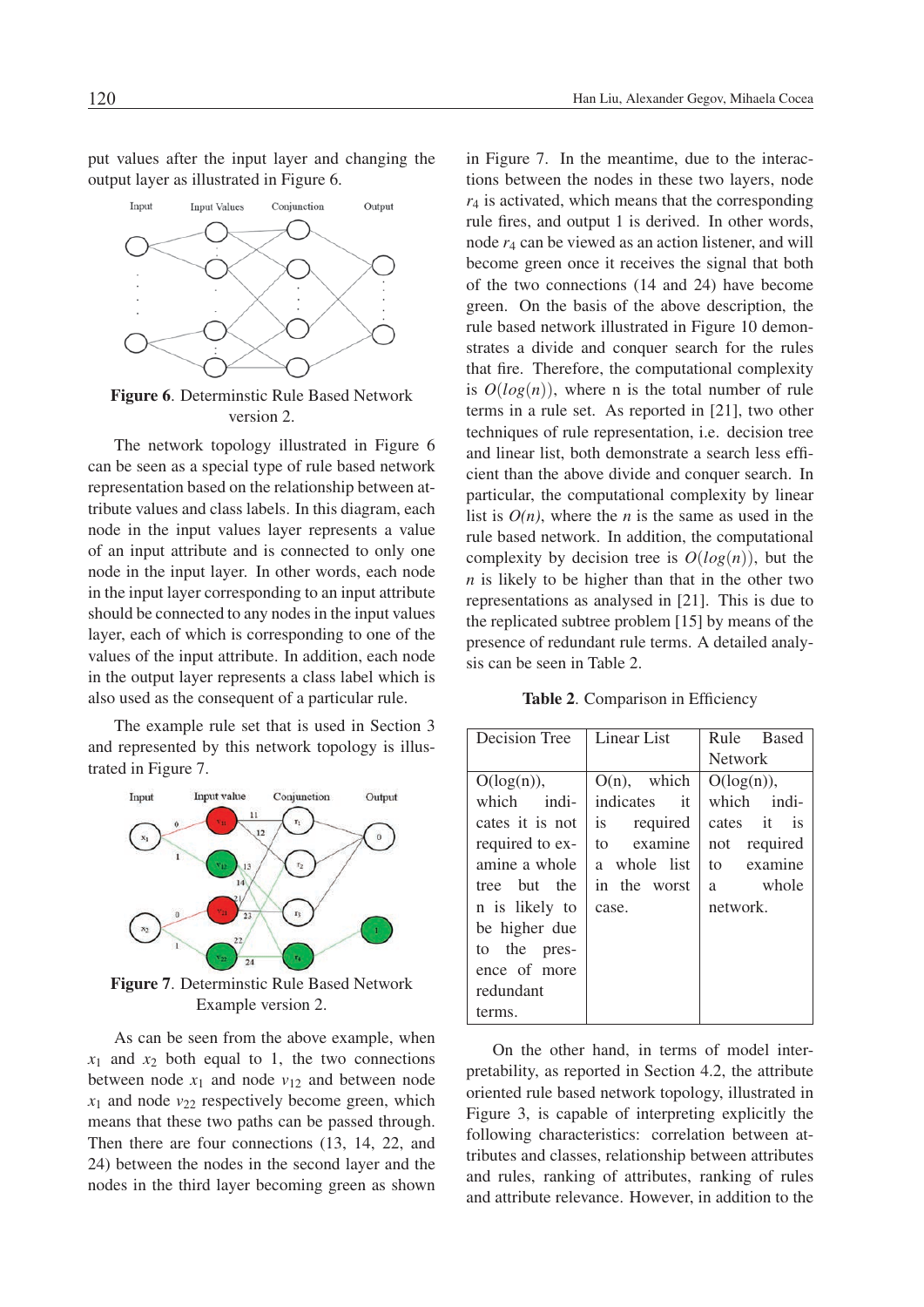put values after the input layer and changing the output layer as illustrated in Figure 6.

**Figure 6**. Determinstic Rule Based Network version 2.

The network topology illustrated in Figure 6 can be seen as a special type of rule based network representation based on the relationship between attribute values and class labels. In this diagram, each node in the input values layer represents a value of an input attribute and is connected to only one node in the input layer. In other words, each node in the input layer corresponding to an input attribute should be connected to any nodes in the input values layer, each of which is corresponding to one of the values of the input attribute. In addition, each node in the output layer represents a class label which is also used as the consequent of a particular rule.

The example rule set that is used in Section 3 and represented by this network topology is illustrated in Figure 7.

**Figure 7**. Determinstic Rule Based Network Example version 2.

As can be seen from the above example, when $x_1$ and $x_2$ both equal to 1, the two connections between node $x_1$ and node $v_{12}$ and between node $x_1$ and node $v_{22}$ respectively become green, which means that these two paths can be passed through. Then there are four connections (13, 14, 22, and 24) between the nodes in the second layer and the nodes in the third layer becoming green as shown in Figure 7. In the meantime, due to the interactions between the nodes in these two layers, node $r_4$ is activated, which means that the corresponding rule fires, and output 1 is derived. In other words, node $r_4$ can be viewed as an action listener, and will become green once it receives the signal that both of the two connections (14 and 24) have become green. On the basis of the above description, the rule based network illustrated in Figure 10 demonstrates a divide and conquer search for the rules that fire. Therefore, the computational complexity is $O(log(n))$, where n is the total number of rule terms in a rule set. As reported in [21], two other techniques of rule representation, i.e. decision tree and linear list, both demonstrate a search less efficient than the above divide and conquer search. In particular, the computational complexity by linear list is $O(n)$, where the $n$ is the same as used in the rule based network. In addition, the computational complexity by decision tree is $O(log(n))$, but the $n$ is likely to be higher than that in the other two representations as analysed in [21]. This is due to the replicated subtree problem [15] by means of the presence of redundant rule terms. A detailed analysis can be seen in Table 2.

**Table 2**. Comparison in Efficiency

| Decision Tree | Linear List | Rule Based Network |
|---|---|---|
| O(log(n)), which indicates it is not required to examine a whole tree but the n is likely to be higher due to the presence of more redundant terms. | O(n), which indicates it is required to examine a whole list in the worst case. | O(log(n)), which indicates it is not required to examine a whole network. |

On the other hand, in terms of model interpretability, as reported in Section 4.2, the attribute oriented rule based network topology, illustrated in Figure 3, is capable of interpreting explicitly the following characteristics: correlation between attributes and classes, relationship between attributes and rules, ranking of attributes, ranking of rules and attribute relevance. However, in addition to the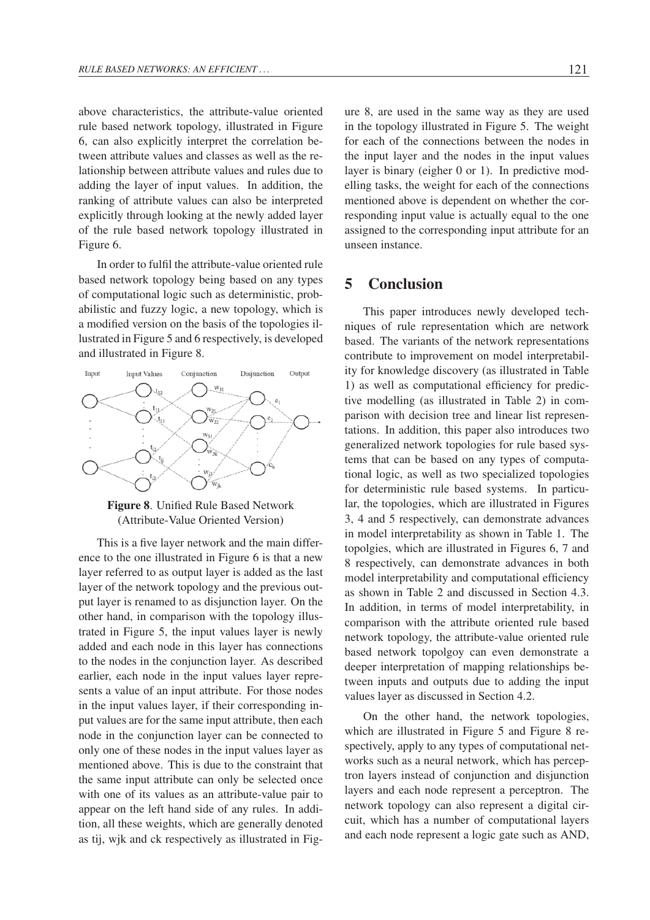above characteristics, the attribute-value oriented rule based network topology, illustrated in Figure 6, can also explicitly interpret the correlation between attribute values and classes as well as the relationship between attribute values and rules due to adding the layer of input values. In addition, the ranking of attribute values can also be interpreted explicitly through looking at the newly added layer of the rule based network topology illustrated in Figure 6.

In order to fulfil the attribute-value oriented rule based network topology being based on any types of computational logic such as deterministic, probabilistic and fuzzy logic, a new topology, which is a modified version on the basis of the topologies illustrated in Figure 5 and 6 respectively, is developed and illustrated in Figure 8.

**Figure 8**. Unified Rule Based Network (Attribute-Value Oriented Version)

This is a five layer network and the main difference to the one illustrated in Figure 6 is that a new layer referred to as output layer is added as the last layer of the network topology and the previous output layer is renamed to as disjunction layer. On the other hand, in comparison with the topology illustrated in Figure 5, the input values layer is newly added and each node in this layer has connections to the nodes in the conjunction layer. As described earlier, each node in the input values layer represents a value of an input attribute. For those nodes in the input values layer, if their corresponding input values are for the same input attribute, then each node in the conjunction layer can be connected to only one of these nodes in the input values layer as mentioned above. This is due to the constraint that the same input attribute can only be selected once with one of its values as an attribute-value pair to appear on the left hand side of any rules. In addition, all these weights, which are generally denoted as tij, wjk and ck respectively as illustrated in Figure 8, are used in the same way as they are used in the topology illustrated in Figure 5. The weight for each of the connections between the nodes in the input layer and the nodes in the input values layer is binary (eigher 0 or 1). In predictive modelling tasks, the weight for each of the connections mentioned above is dependent on whether the corresponding input value is actually equal to the one assigned to the corresponding input attribute for an unseen instance.

## 5 Conclusion

This paper introduces newly developed techniques of rule representation which are network based. The variants of the network representations contribute to improvement on model interpretability for knowledge discovery (as illustrated in Table 1) as well as computational efficiency for predictive modelling (as illustrated in Table 2) in comparison with decision tree and linear list representations. In addition, this paper also introduces two generalized network topologies for rule based systems that can be based on any types of computational logic, as well as two specialized topologies for deterministic rule based systems. In particular, the topologies, which are illustrated in Figures 3, 4 and 5 respectively, can demonstrate advances in model interpretability as shown in Table 1. The topolgies, which are illustrated in Figures 6, 7 and 8 respectively, can demonstrate advances in both model interpretability and computational efficiency as shown in Table 2 and discussed in Section 4.3. In addition, in terms of model interpretability, in comparison with the attribute oriented rule based network topology, the attribute-value oriented rule based network topolgoy can even demonstrate a deeper interpretation of mapping relationships between inputs and outputs due to adding the input values layer as discussed in Section 4.2.

On the other hand, the network topologies, which are illustrated in Figure 5 and Figure 8 respectively, apply to any types of computational networks such as a neural network, which has perceptron layers instead of conjunction and disjunction layers and each node represent a perceptron. The network topology can also represent a digital circuit, which has a number of computational layers and each node represent a logic gate such as AND,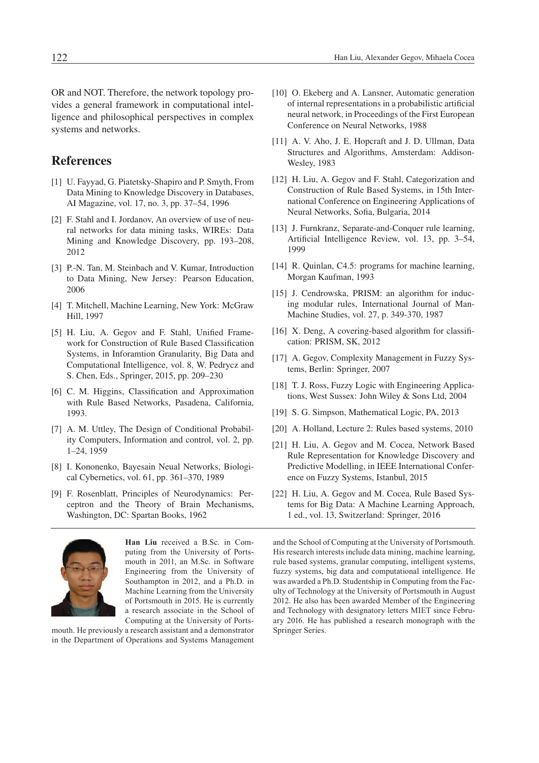OR and NOT. Therefore, the network topology provides a general framework in computational intelligence and philosophical perspectives in complex systems and networks.

## References

[1] U. Fayyad, G. Piatetsky-Shapiro and P. Smyth, From Data Mining to Knowledge Discovery in Databases, AI Magazine, vol. 17, no. 3, pp. 37–54, 1996

[2] F. Stahl and I. Jordanov, An overview of use of neural networks for data mining tasks, WIREs: Data Mining and Knowledge Discovery, pp. 193–208, 2012

[3] P.-N. Tan, M. Steinbach and V. Kumar, Introduction to Data Mining, New Jersey: Pearson Education, 2006

[4] T. Mitchell, Machine Learning, New York: McGraw Hill, 1997

[5] H. Liu, A. Gegov and F. Stahl, Unified Framework for Construction of Rule Based Classification Systems, in Inforamtion Granularity, Big Data and Computational Intelligence, vol. 8, W. Pedrycz and S. Chen, Eds., Springer, 2015, pp. 209–230

[6] C. M. Higgins, Classification and Approximation with Rule Based Networks, Pasadena, California, 1993.

[7] A. M. Uttley, The Design of Conditional Probability Computers, Information and control, vol. 2, pp. 1–24, 1959

[8] I. Kononenko, Bayesain Neual Networks, Biological Cybernetics, vol. 61, pp. 361–370, 1989

[9] F. Rosenblatt, Principles of Neurodynamics: Perceptron and the Theory of Brain Mechanisms, Washington, DC: Spartan Books, 1962

[10] O. Ekeberg and A. Lansner, Automatic generation of internal representations in a probabilistic artificial neural network, in Proceedings of the First European Conference on Neural Networks, 1988

[11] A. V. Aho, J. E. Hopcraft and J. D. Ullman, Data Structures and Algorithms, Amsterdam: Addison-Wesley, 1983

[12] H. Liu, A. Gegov and F. Stahl, Categorization and Construction of Rule Based Systems, in 15th International Conference on Engineering Applications of Neural Networks, Sofia, Bulgaria, 2014

[13] J. Furnkranz, Separate-and-Conquer rule learning, Artificial Intelligence Review, vol. 13, pp. 3–54, 1999

[14] R. Quinlan, C4.5: programs for machine learning, Morgan Kaufman, 1993

[15] J. Cendrowska, PRISM: an algorithm for inducing modular rules, International Journal of Man-Machine Studies, vol. 27, p. 349-370, 1987

[16] X. Deng, A covering-based algorithm for classification: PRISM, SK, 2012

[17] A. Gegov, Complexity Management in Fuzzy Systems, Berlin: Springer, 2007

[18] T. J. Ross, Fuzzy Logic with Engineering Applications, West Sussex: John Wiley & Sons Ltd, 2004

[19] S. G. Simpson, Mathematical Logic, PA, 2013

[20] A. Holland, Lecture 2: Rules based systems, 2010

[21] H. Liu, A. Gegov and M. Cocea, Network Based Rule Representation for Knowledge Discovery and Predictive Modelling, in IEEE International Conference on Fuzzy Systems, Istanbul, 2015

[22] H. Liu, A. Gegov and M. Cocea, Rule Based Systems for Big Data: A Machine Learning Approach, 1 ed., vol. 13, Switzerland: Springer, 2016

**Han Liu** received a B.Sc. in Computing from the University of Portsmouth in 2011, an M.Sc. in Software Engineering from the University of Southampton in 2012, and a Ph.D. in Machine Learning from the University of Portsmouth in 2015. He is currently a research associate in the School of Computing at the University of Portsmouth. He previously a research assistant and a demonstrator in the Department of Operations and Systems Management and the School of Computing at the University of Portsmouth. His research interests include data mining, machine learning, rule based systems, granular computing, intelligent systems, fuzzy systems, big data and computational intelligence. He was awarded a Ph.D. Studentship in Computing from the Faculty of Technology at the University of Portsmouth in August 2012. He also has been awarded Member of the Engineering and Technology with designatory letters MIET since February 2016. He has published a research monograph with the Springer Series.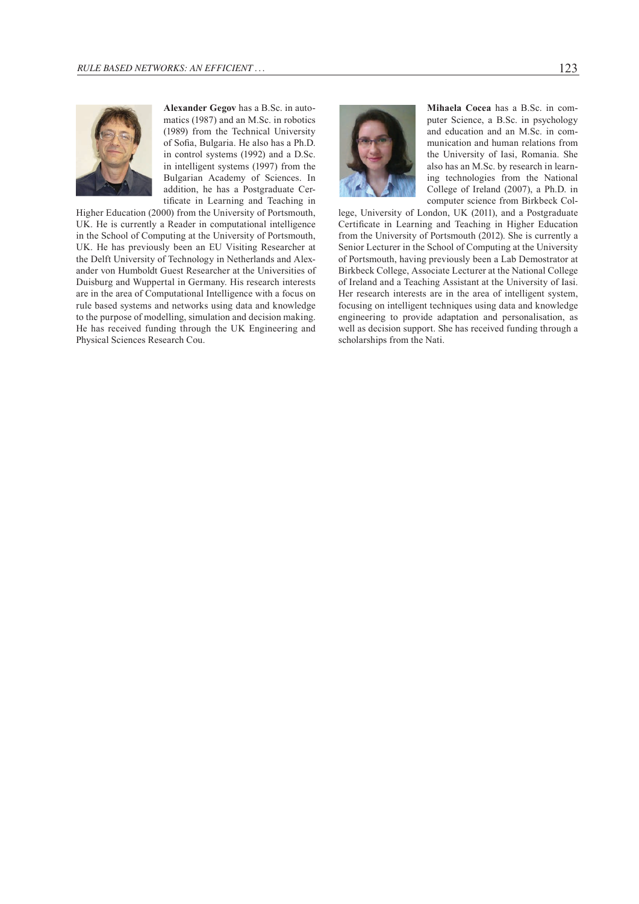**Alexander Gegov** has a B.Sc. in automatics (1987) and an M.Sc. in robotics (1989) from the Technical University of Sofia, Bulgaria. He also has a Ph.D. in control systems (1992) and a D.Sc. in intelligent systems (1997) from the Bulgarian Academy of Sciences. In addition, he has a Postgraduate Certificate in Learning and Teaching in Higher Education (2000) from the University of Portsmouth, UK. He is currently a Reader in computational intelligence in the School of Computing at the University of Portsmouth, UK. He has previously been an EU Visiting Researcher at the Delft University of Technology in Netherlands and Alexander von Humboldt Guest Researcher at the Universities of Duisburg and Wuppertal in Germany. His research interests are in the area of Computational Intelligence with a focus on rule based systems and networks using data and knowledge to the purpose of modelling, simulation and decision making. He has received funding through the UK Engineering and Physical Sciences Research Cou.

**Mihaela Cocea** has a B.Sc. in computer Science, a B.Sc. in psychology and education and an M.Sc. in communication and human relations from the University of Iasi, Romania. She also has an M.Sc. by research in learning technologies from the National College of Ireland (2007), a Ph.D. in computer science from Birkbeck College, University of London, UK (2011), and a Postgraduate Certificate in Learning and Teaching in Higher Education from the University of Portsmouth (2012). She is currently a Senior Lecturer in the School of Computing at the University of Portsmouth, having previously been a Lab Demostrator at Birkbeck College, Associate Lecturer at the National College of Ireland and a Teaching Assistant at the University of Iasi. Her research interests are in the area of intelligent system, focusing on intelligent techniques using data and knowledge engineering to provide adaptation and personalisation, as well as decision support. She has received funding through a scholarships from the Nati.